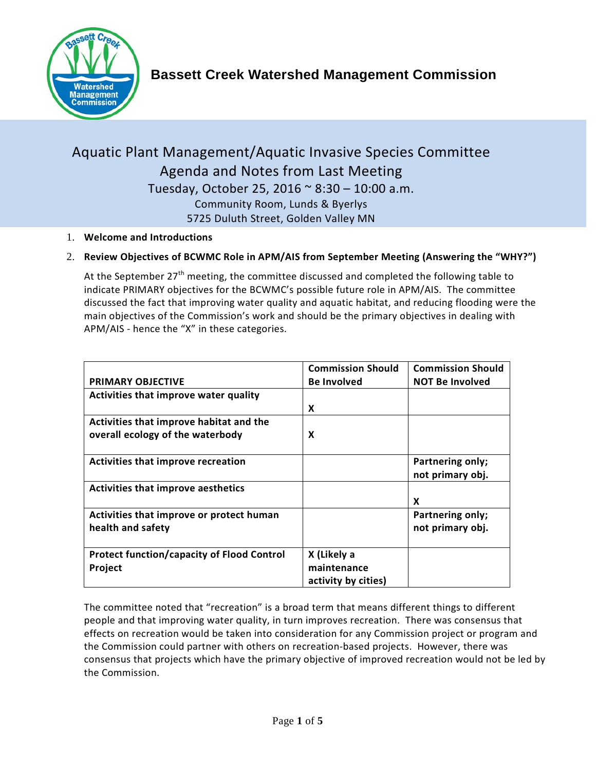# Bassett Creek Watershed Management Commission

## Aquatic Plant Management/Aquatic Invasive Species Committee
## Agenda and Notes from Last Meeting

Tuesday, October 25, 2016 ~ 8:30 – 10:00 a.m.
Community Room, Lunds & Byerlys
5725 Duluth Street, Golden Valley MN

1. **Welcome and Introductions**
2. **Review Objectives of BCWMC Role in APM/AIS from September Meeting (Answering the "WHY?")**

   At the September 27th meeting, the committee discussed and completed the following table to indicate PRIMARY objectives for the BCWMC's possible future role in APM/AIS. The committee discussed the fact that improving water quality and aquatic habitat, and reducing flooding were the main objectives of the Commission's work and should be the primary objectives in dealing with APM/AIS - hence the "X" in these categories.

| PRIMARY OBJECTIVE | Commission Should Be Involved | Commission Should NOT Be Involved |
|---|---|---|
| Activities that improve water quality | X | |
| Activities that improve habitat and the overall ecology of the waterbody | X | |
| Activities that improve recreation | | Partnering only; not primary obj. |
| Activities that improve aesthetics | | X |
| Activities that improve or protect human health and safety | | Partnering only; not primary obj. |
| Protect function/capacity of Flood Control Project | X (Likely a maintenance activity by cities) | |

The committee noted that "recreation" is a broad term that means different things to different people and that improving water quality, in turn improves recreation. There was consensus that effects on recreation would be taken into consideration for any Commission project or program and the Commission could partner with others on recreation-based projects. However, there was consensus that projects which have the primary objective of improved recreation would not be led by the Commission.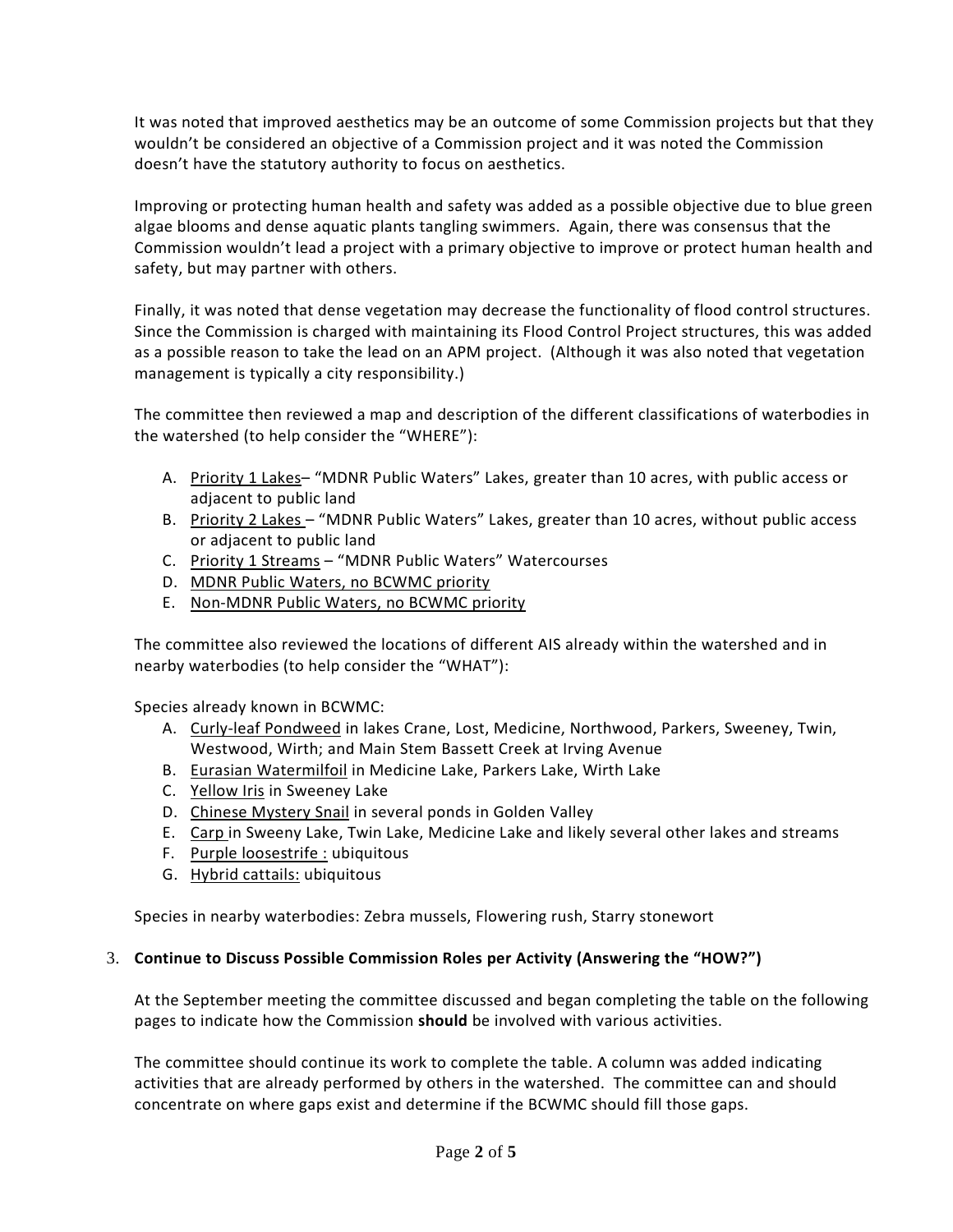It was noted that improved aesthetics may be an outcome of some Commission projects but that they wouldn't be considered an objective of a Commission project and it was noted the Commission doesn't have the statutory authority to focus on aesthetics.

Improving or protecting human health and safety was added as a possible objective due to blue green algae blooms and dense aquatic plants tangling swimmers. Again, there was consensus that the Commission wouldn't lead a project with a primary objective to improve or protect human health and safety, but may partner with others.

Finally, it was noted that dense vegetation may decrease the functionality of flood control structures. Since the Commission is charged with maintaining its Flood Control Project structures, this was added as a possible reason to take the lead on an APM project. (Although it was also noted that vegetation management is typically a city responsibility.)

The committee then reviewed a map and description of the different classifications of waterbodies in the watershed (to help consider the "WHERE"):

A. <u>Priority 1 Lakes</u>– "MDNR Public Waters" Lakes, greater than 10 acres, with public access or adjacent to public land
B. <u>Priority 2 Lakes</u> – "MDNR Public Waters" Lakes, greater than 10 acres, without public access or adjacent to public land
C. <u>Priority 1 Streams</u> – "MDNR Public Waters" Watercourses
D. <u>MDNR Public Waters, no BCWMC priority</u>
E. <u>Non-MDNR Public Waters, no BCWMC priority</u>

The committee also reviewed the locations of different AIS already within the watershed and in nearby waterbodies (to help consider the "WHAT"):

Species already known in BCWMC:

A. <u>Curly-leaf Pondweed</u> in lakes Crane, Lost, Medicine, Northwood, Parkers, Sweeney, Twin, Westwood, Wirth; and Main Stem Bassett Creek at Irving Avenue
B. <u>Eurasian Watermilfoil</u> in Medicine Lake, Parkers Lake, Wirth Lake
C. <u>Yellow Iris</u> in Sweeney Lake
D. <u>Chinese Mystery Snail</u> in several ponds in Golden Valley
E. <u>Carp</u> in Sweeny Lake, Twin Lake, Medicine Lake and likely several other lakes and streams
F. <u>Purple loosestrife :</u> ubiquitous
G. <u>Hybrid cattails:</u> ubiquitous

Species in nearby waterbodies: Zebra mussels, Flowering rush, Starry stonewort

3. **Continue to Discuss Possible Commission Roles per Activity (Answering the "HOW?")**

At the September meeting the committee discussed and began completing the table on the following pages to indicate how the Commission **should** be involved with various activities.

The committee should continue its work to complete the table. A column was added indicating activities that are already performed by others in the watershed. The committee can and should concentrate on where gaps exist and determine if the BCWMC should fill those gaps.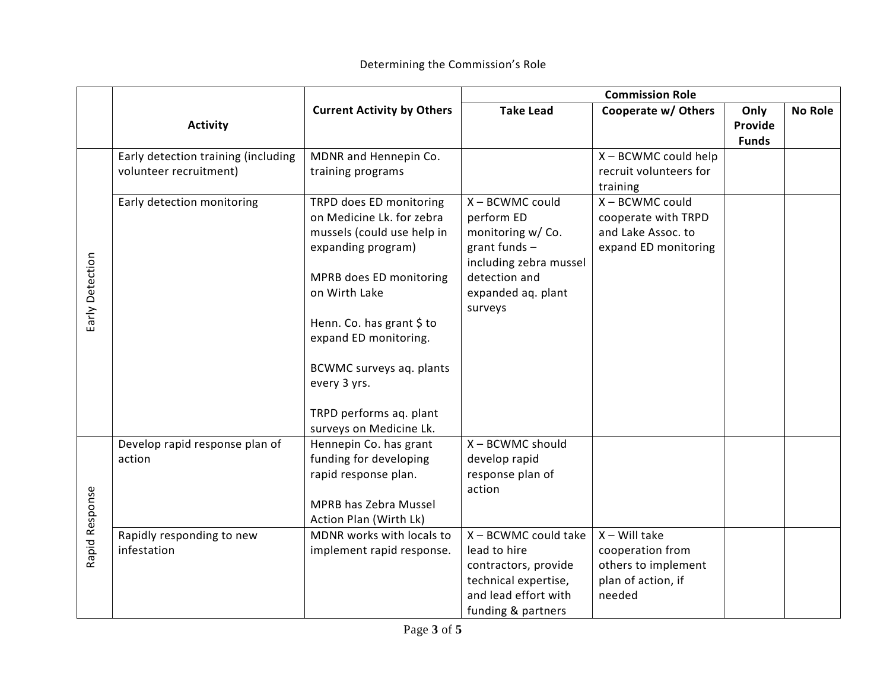Determining the Commission's Role

| | Activity | Current Activity by Others | Commission Role | | | |
|---|---|---|---|---|---|---|
| | | | Take Lead | Cooperate w/ Others | Only Provide Funds | No Role |
| Early Detection | Early detection training (including volunteer recruitment) | MDNR and Hennepin Co. training programs | | X – BCWMC could help recruit volunteers for training | | |
| Early Detection | Early detection monitoring | TRPD does ED monitoring on Medicine Lk. for zebra mussels (could use help in expanding program)<br><br>MPRB does ED monitoring on Wirth Lake<br><br>Henn. Co. has grant $ to expand ED monitoring.<br><br>BCWMC surveys aq. plants every 3 yrs.<br><br>TRPD performs aq. plant surveys on Medicine Lk. | X – BCWMC could perform ED monitoring w/ Co. grant funds – including zebra mussel detection and expanded aq. plant surveys | X – BCWMC could cooperate with TRPD and Lake Assoc. to expand ED monitoring | | |
| Rapid Response | Develop rapid response plan of action | Hennepin Co. has grant funding for developing rapid response plan.<br><br>MPRB has Zebra Mussel Action Plan (Wirth Lk) | X – BCWMC should develop rapid response plan of action | | | |
| Rapid Response | Rapidly responding to new infestation | MDNR works with locals to implement rapid response. | X – BCWMC could take lead to hire contractors, provide technical expertise, and lead effort with funding & partners | X – Will take cooperation from others to implement plan of action, if needed | | |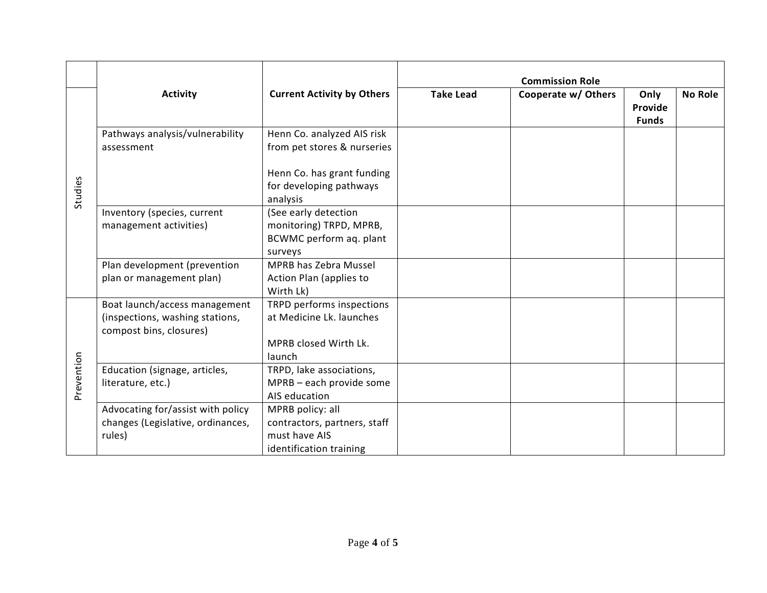| | Activity | Current Activity by Others | Commission Role | | | |
|---|---|---|---|---|---|---|
| | | | Take Lead | Cooperate w/ Others | Only Provide Funds | No Role |
| Studies | Pathways analysis/vulnerability assessment | Henn Co. analyzed AIS risk from pet stores & nurseries<br><br>Henn Co. has grant funding for developing pathways analysis | | | | |
| Studies | Inventory (species, current management activities) | (See early detection monitoring) TRPD, MPRB, BCWMC perform aq. plant surveys | | | | |
| Studies | Plan development (prevention plan or management plan) | MPRB has Zebra Mussel Action Plan (applies to Wirth Lk) | | | | |
| Prevention | Boat launch/access management (inspections, washing stations, compost bins, closures) | TRPD performs inspections at Medicine Lk. launches<br><br>MPRB closed Wirth Lk. launch | | | | |
| Prevention | Education (signage, articles, literature, etc.) | TRPD, lake associations, MPRB – each provide some AIS education | | | | |
| Prevention | Advocating for/assist with policy changes (Legislative, ordinances, rules) | MPRB policy: all contractors, partners, staff must have AIS identification training | | | | |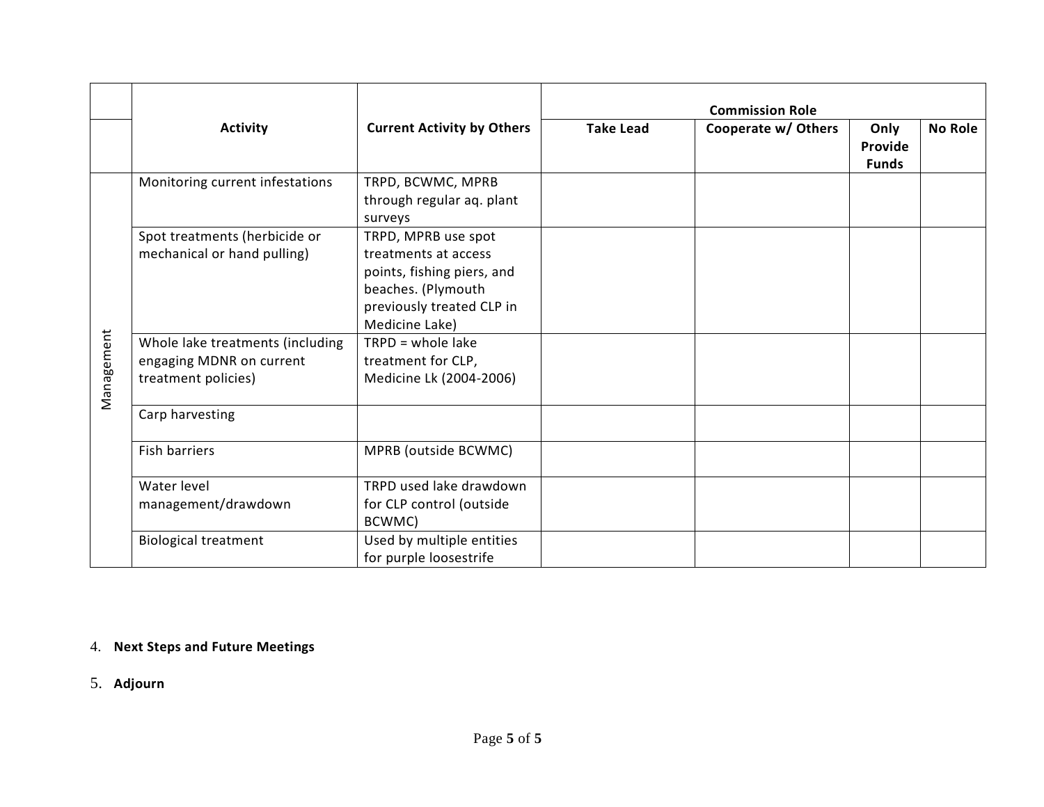| | Activity | Current Activity by Others | Commission Role | | | |
|---|---|---|---|---|---|---|
| | | | **Take Lead** | **Cooperate w/ Others** | **Only Provide Funds** | **No Role** |
| Management | Monitoring current infestations | TRPD, BCWMC, MPRB through regular aq. plant surveys | | | | |
| | Spot treatments (herbicide or mechanical or hand pulling) | TRPD, MPRB use spot treatments at access points, fishing piers, and beaches. (Plymouth previously treated CLP in Medicine Lake) | | | | |
| | Whole lake treatments (including engaging MDNR on current treatment policies) | TRPD = whole lake treatment for CLP, Medicine Lk (2004-2006) | | | | |
| | Carp harvesting | | | | | |
| | Fish barriers | MPRB (outside BCWMC) | | | | |
| | Water level management/drawdown | TRPD used lake drawdown for CLP control (outside BCWMC) | | | | |
| | Biological treatment | Used by multiple entities for purple loosestrife | | | | |

4. **Next Steps and Future Meetings**

5. **Adjourn**